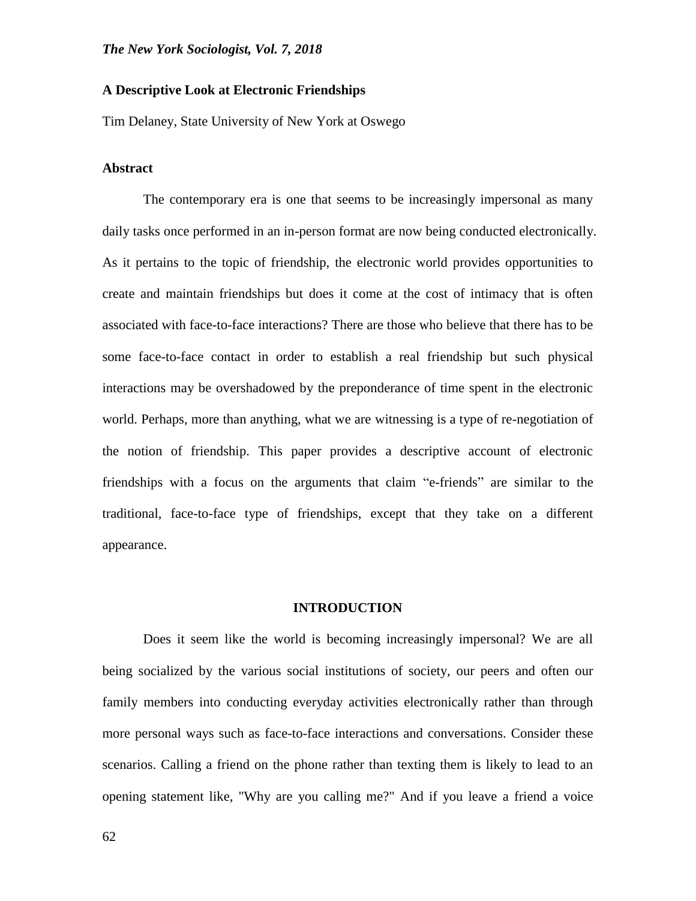# A Descriptive Look at Electronic Friendships

Tim Delaney, State University of New York at Oswego

## Abstract

The contemporary era is one that seems to be increasingly impersonal as many daily tasks once performed in an in-person format are now being conducted electronically. As it pertains to the topic of friendship, the electronic world provides opportunities to create and maintain friendships but does it come at the cost of intimacy that is often associated with face-to-face interactions? There are those who believe that there has to be some face-to-face contact in order to establish a real friendship but such physical interactions may be overshadowed by the preponderance of time spent in the electronic world. Perhaps, more than anything, what we are witnessing is a type of re-negotiation of the notion of friendship. This paper provides a descriptive account of electronic friendships with a focus on the arguments that claim "e-friends" are similar to the traditional, face-to-face type of friendships, except that they take on a different appearance.

## INTRODUCTION

Does it seem like the world is becoming increasingly impersonal? We are all being socialized by the various social institutions of society, our peers and often our family members into conducting everyday activities electronically rather than through more personal ways such as face-to-face interactions and conversations. Consider these scenarios. Calling a friend on the phone rather than texting them is likely to lead to an opening statement like, "Why are you calling me?" And if you leave a friend a voice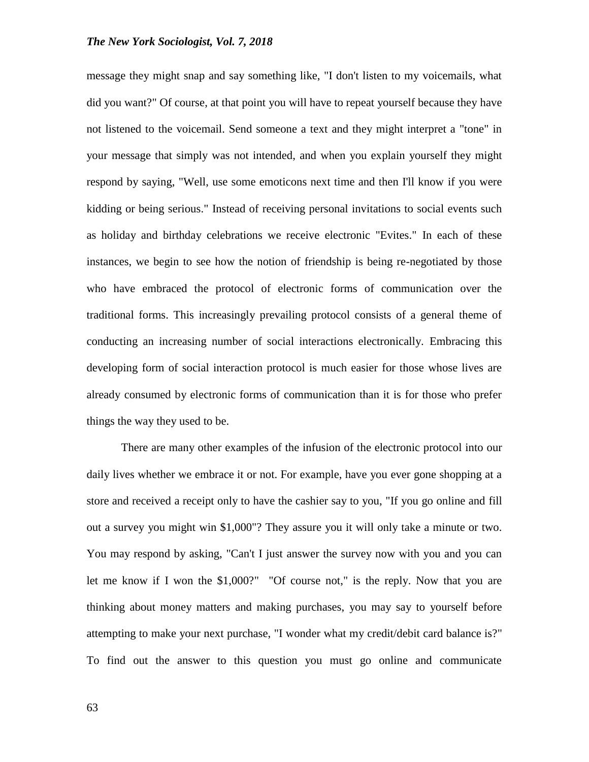message they might snap and say something like, "I don't listen to my voicemails, what did you want?" Of course, at that point you will have to repeat yourself because they have not listened to the voicemail. Send someone a text and they might interpret a "tone" in your message that simply was not intended, and when you explain yourself they might respond by saying, "Well, use some emoticons next time and then I'll know if you were kidding or being serious." Instead of receiving personal invitations to social events such as holiday and birthday celebrations we receive electronic "Evites." In each of these instances, we begin to see how the notion of friendship is being re-negotiated by those who have embraced the protocol of electronic forms of communication over the traditional forms. This increasingly prevailing protocol consists of a general theme of conducting an increasing number of social interactions electronically. Embracing this developing form of social interaction protocol is much easier for those whose lives are already consumed by electronic forms of communication than it is for those who prefer things the way they used to be.

There are many other examples of the infusion of the electronic protocol into our daily lives whether we embrace it or not. For example, have you ever gone shopping at a store and received a receipt only to have the cashier say to you, "If you go online and fill out a survey you might win $1,000"? They assure you it will only take a minute or two. You may respond by asking, "Can't I just answer the survey now with you and you can let me know if I won the $1,000?" "Of course not," is the reply. Now that you are thinking about money matters and making purchases, you may say to yourself before attempting to make your next purchase, "I wonder what my credit/debit card balance is?" To find out the answer to this question you must go online and communicate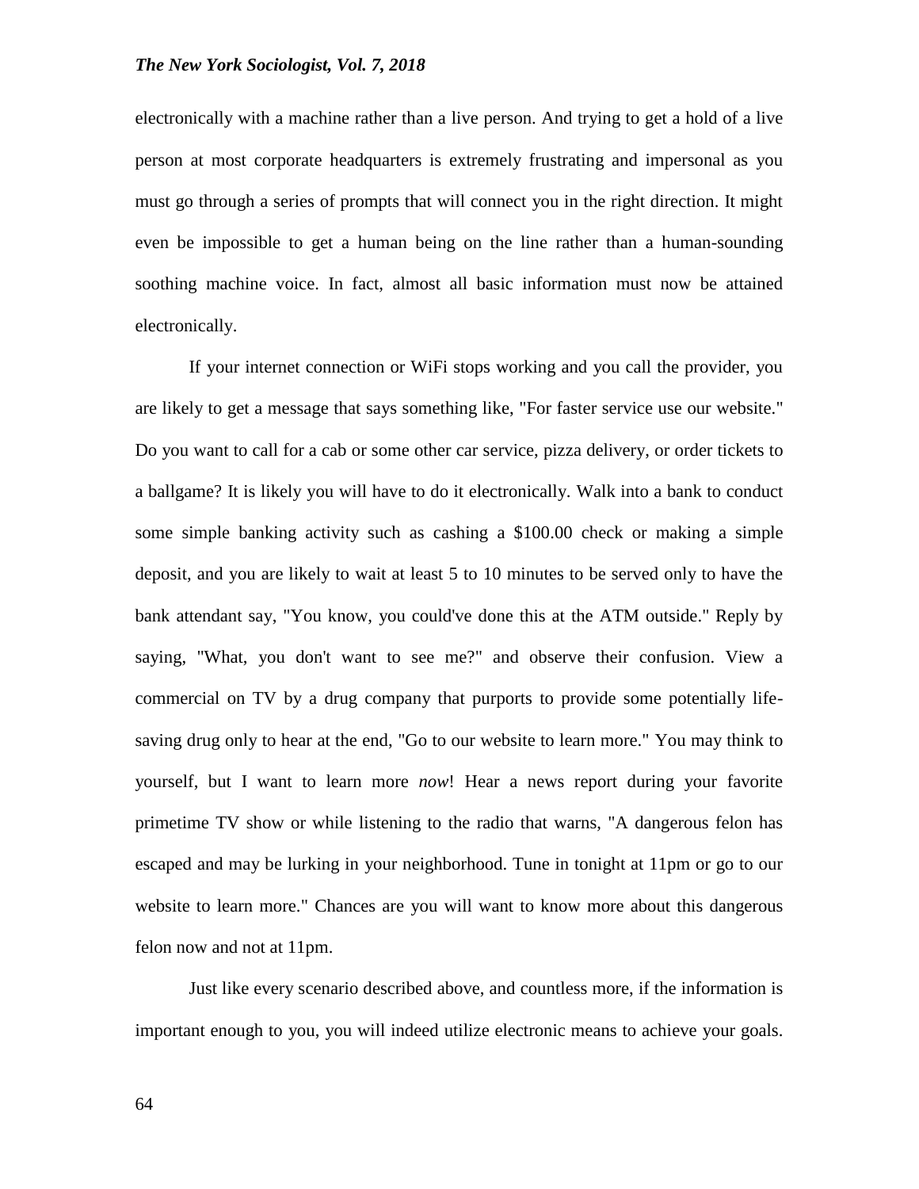electronically with a machine rather than a live person. And trying to get a hold of a live person at most corporate headquarters is extremely frustrating and impersonal as you must go through a series of prompts that will connect you in the right direction. It might even be impossible to get a human being on the line rather than a human-sounding soothing machine voice. In fact, almost all basic information must now be attained electronically.

If your internet connection or WiFi stops working and you call the provider, you are likely to get a message that says something like, "For faster service use our website." Do you want to call for a cab or some other car service, pizza delivery, or order tickets to a ballgame? It is likely you will have to do it electronically. Walk into a bank to conduct some simple banking activity such as cashing a $100.00 check or making a simple deposit, and you are likely to wait at least 5 to 10 minutes to be served only to have the bank attendant say, "You know, you could've done this at the ATM outside." Reply by saying, "What, you don't want to see me?" and observe their confusion. View a commercial on TV by a drug company that purports to provide some potentially life-saving drug only to hear at the end, "Go to our website to learn more." You may think to yourself, but I want to learn more *now*! Hear a news report during your favorite primetime TV show or while listening to the radio that warns, "A dangerous felon has escaped and may be lurking in your neighborhood. Tune in tonight at 11pm or go to our website to learn more." Chances are you will want to know more about this dangerous felon now and not at 11pm.

Just like every scenario described above, and countless more, if the information is important enough to you, you will indeed utilize electronic means to achieve your goals.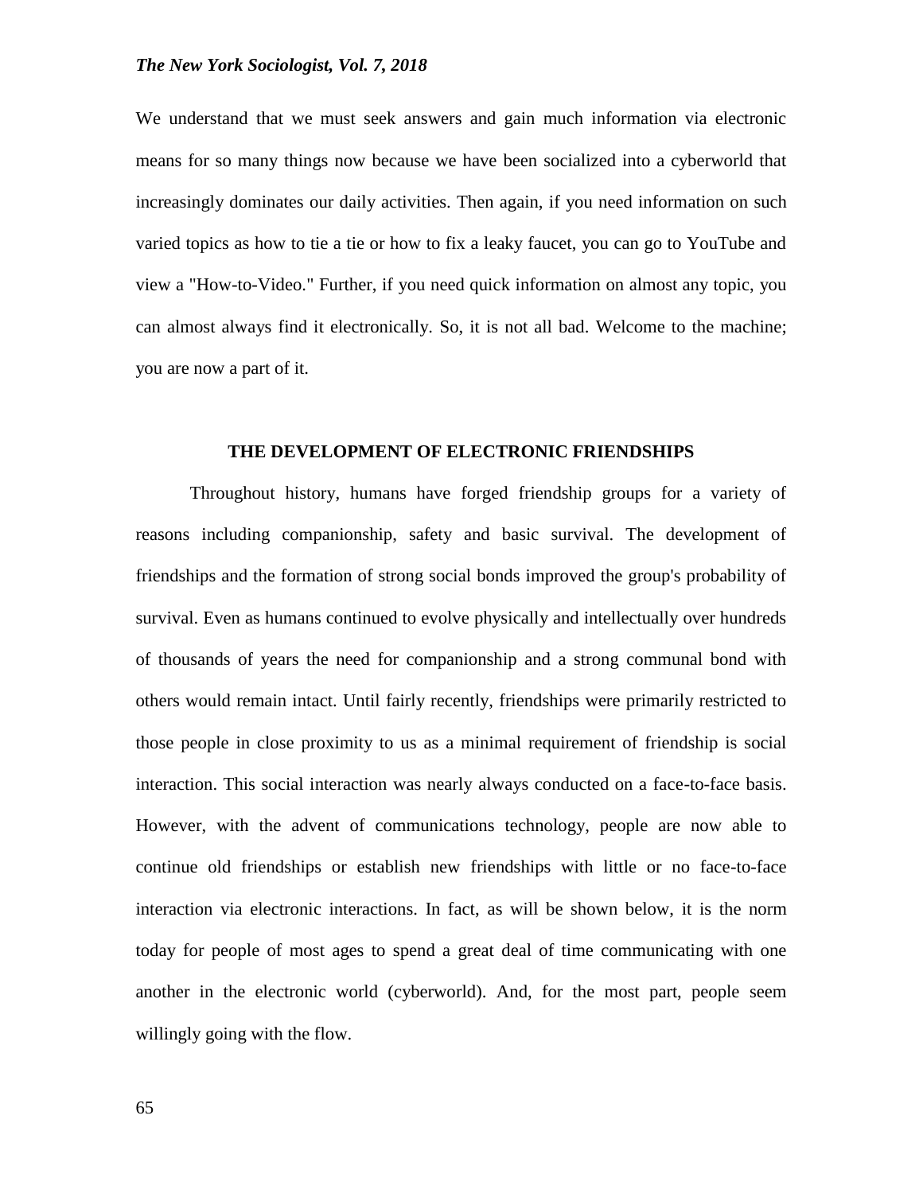We understand that we must seek answers and gain much information via electronic means for so many things now because we have been socialized into a cyberworld that increasingly dominates our daily activities. Then again, if you need information on such varied topics as how to tie a tie or how to fix a leaky faucet, you can go to YouTube and view a "How-to-Video." Further, if you need quick information on almost any topic, you can almost always find it electronically. So, it is not all bad. Welcome to the machine; you are now a part of it.

## THE DEVELOPMENT OF ELECTRONIC FRIENDSHIPS

Throughout history, humans have forged friendship groups for a variety of reasons including companionship, safety and basic survival. The development of friendships and the formation of strong social bonds improved the group's probability of survival. Even as humans continued to evolve physically and intellectually over hundreds of thousands of years the need for companionship and a strong communal bond with others would remain intact. Until fairly recently, friendships were primarily restricted to those people in close proximity to us as a minimal requirement of friendship is social interaction. This social interaction was nearly always conducted on a face-to-face basis. However, with the advent of communications technology, people are now able to continue old friendships or establish new friendships with little or no face-to-face interaction via electronic interactions. In fact, as will be shown below, it is the norm today for people of most ages to spend a great deal of time communicating with one another in the electronic world (cyberworld). And, for the most part, people seem willingly going with the flow.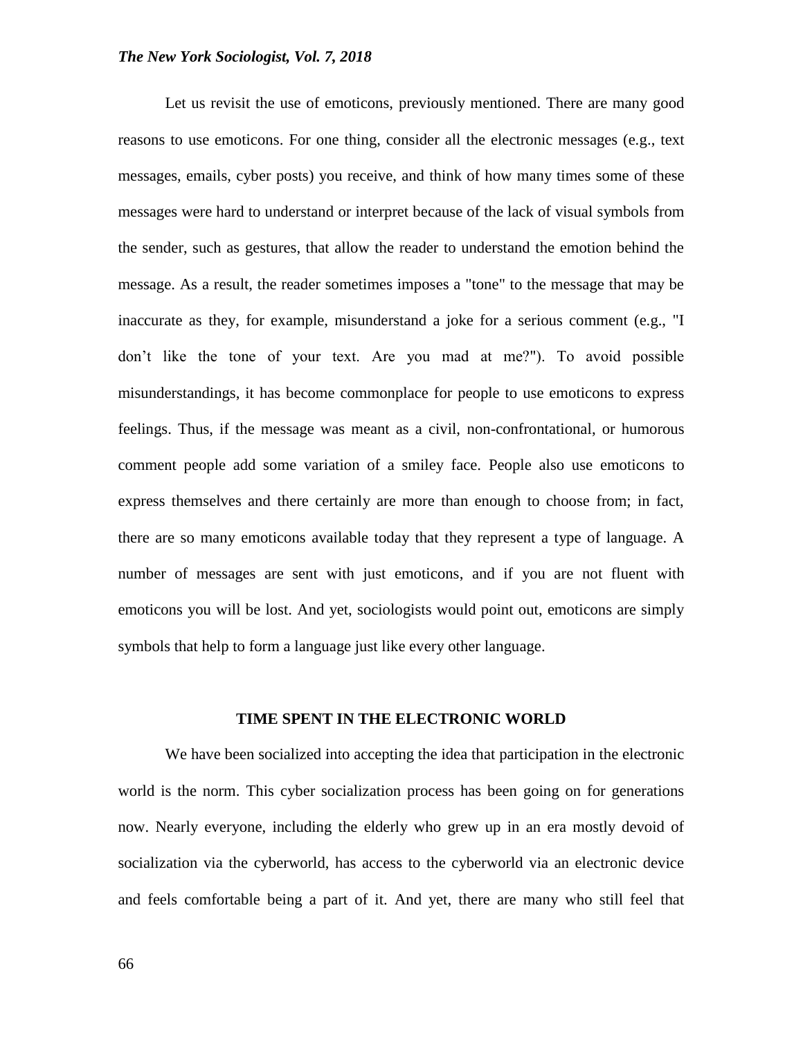Let us revisit the use of emoticons, previously mentioned. There are many good reasons to use emoticons. For one thing, consider all the electronic messages (e.g., text messages, emails, cyber posts) you receive, and think of how many times some of these messages were hard to understand or interpret because of the lack of visual symbols from the sender, such as gestures, that allow the reader to understand the emotion behind the message. As a result, the reader sometimes imposes a "tone" to the message that may be inaccurate as they, for example, misunderstand a joke for a serious comment (e.g., "I don't like the tone of your text. Are you mad at me?"). To avoid possible misunderstandings, it has become commonplace for people to use emoticons to express feelings. Thus, if the message was meant as a civil, non-confrontational, or humorous comment people add some variation of a smiley face. People also use emoticons to express themselves and there certainly are more than enough to choose from; in fact, there are so many emoticons available today that they represent a type of language. A number of messages are sent with just emoticons, and if you are not fluent with emoticons you will be lost. And yet, sociologists would point out, emoticons are simply symbols that help to form a language just like every other language.

## TIME SPENT IN THE ELECTRONIC WORLD

We have been socialized into accepting the idea that participation in the electronic world is the norm. This cyber socialization process has been going on for generations now. Nearly everyone, including the elderly who grew up in an era mostly devoid of socialization via the cyberworld, has access to the cyberworld via an electronic device and feels comfortable being a part of it. And yet, there are many who still feel that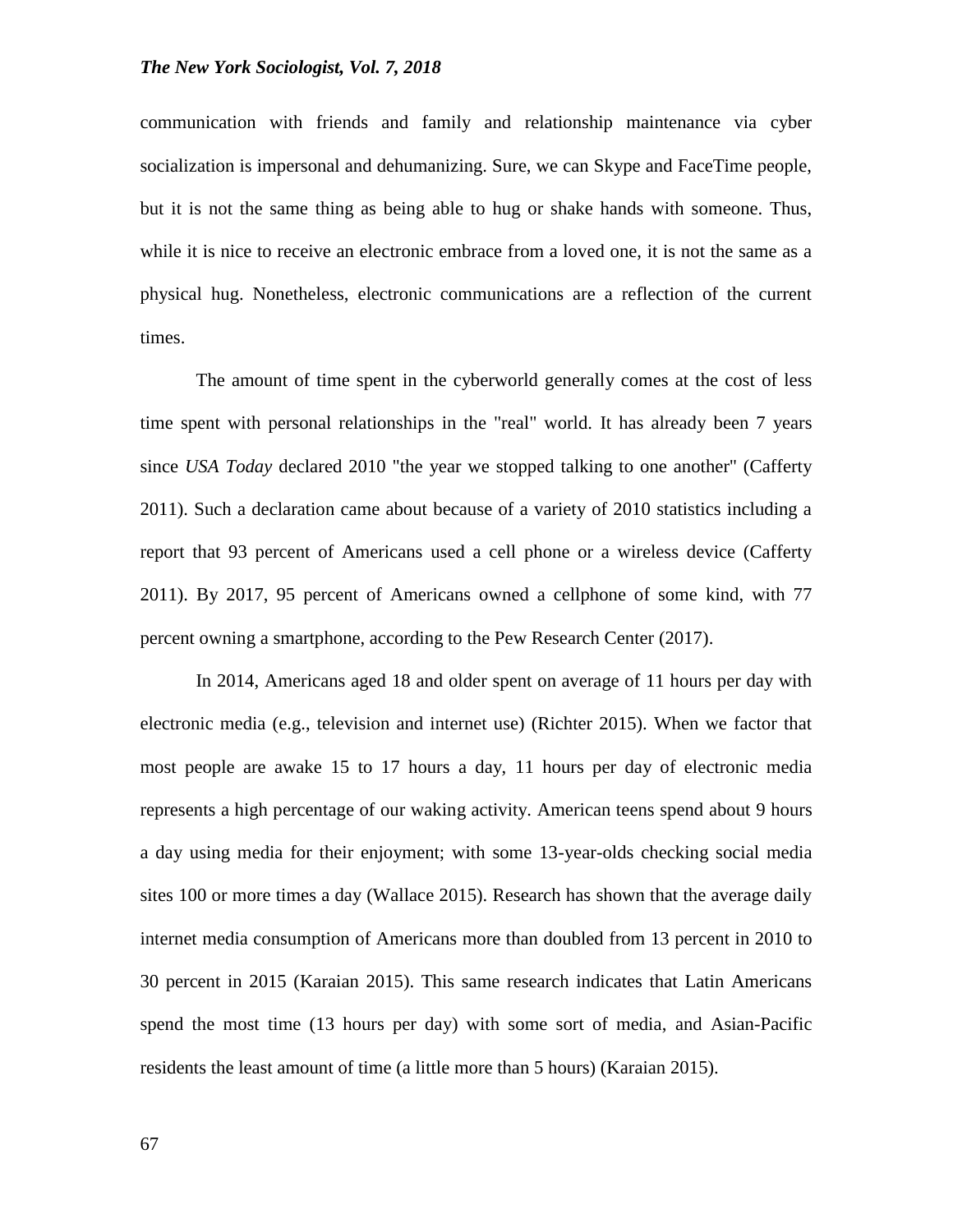communication with friends and family and relationship maintenance via cyber socialization is impersonal and dehumanizing. Sure, we can Skype and FaceTime people, but it is not the same thing as being able to hug or shake hands with someone. Thus, while it is nice to receive an electronic embrace from a loved one, it is not the same as a physical hug. Nonetheless, electronic communications are a reflection of the current times.

The amount of time spent in the cyberworld generally comes at the cost of less time spent with personal relationships in the "real" world. It has already been 7 years since *USA Today* declared 2010 "the year we stopped talking to one another" (Cafferty 2011). Such a declaration came about because of a variety of 2010 statistics including a report that 93 percent of Americans used a cell phone or a wireless device (Cafferty 2011). By 2017, 95 percent of Americans owned a cellphone of some kind, with 77 percent owning a smartphone, according to the Pew Research Center (2017).

In 2014, Americans aged 18 and older spent on average of 11 hours per day with electronic media (e.g., television and internet use) (Richter 2015). When we factor that most people are awake 15 to 17 hours a day, 11 hours per day of electronic media represents a high percentage of our waking activity. American teens spend about 9 hours a day using media for their enjoyment; with some 13-year-olds checking social media sites 100 or more times a day (Wallace 2015). Research has shown that the average daily internet media consumption of Americans more than doubled from 13 percent in 2010 to 30 percent in 2015 (Karaian 2015). This same research indicates that Latin Americans spend the most time (13 hours per day) with some sort of media, and Asian-Pacific residents the least amount of time (a little more than 5 hours) (Karaian 2015).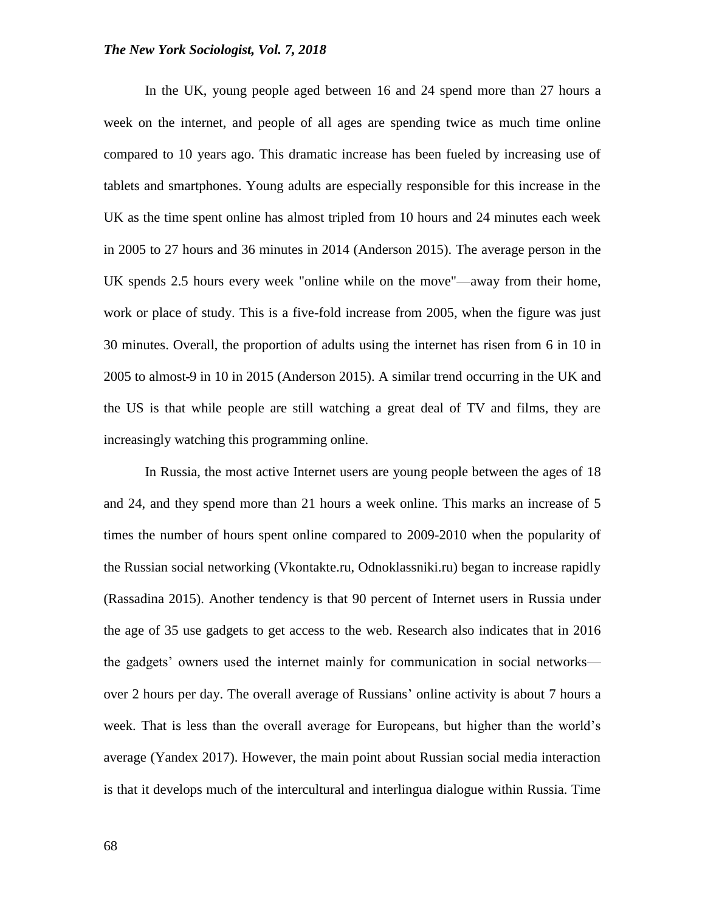In the UK, young people aged between 16 and 24 spend more than 27 hours a week on the internet, and people of all ages are spending twice as much time online compared to 10 years ago. This dramatic increase has been fueled by increasing use of tablets and smartphones. Young adults are especially responsible for this increase in the UK as the time spent online has almost tripled from 10 hours and 24 minutes each week in 2005 to 27 hours and 36 minutes in 2014 (Anderson 2015). The average person in the UK spends 2.5 hours every week "online while on the move"—away from their home, work or place of study. This is a five-fold increase from 2005, when the figure was just 30 minutes. Overall, the proportion of adults using the internet has risen from 6 in 10 in 2005 to almost-9 in 10 in 2015 (Anderson 2015). A similar trend occurring in the UK and the US is that while people are still watching a great deal of TV and films, they are increasingly watching this programming online.

In Russia, the most active Internet users are young people between the ages of 18 and 24, and they spend more than 21 hours a week online. This marks an increase of 5 times the number of hours spent online compared to 2009-2010 when the popularity of the Russian social networking (Vkontakte.ru, Odnoklassniki.ru) began to increase rapidly (Rassadina 2015). Another tendency is that 90 percent of Internet users in Russia under the age of 35 use gadgets to get access to the web. Research also indicates that in 2016 the gadgets' owners used the internet mainly for communication in social networks—over 2 hours per day. The overall average of Russians' online activity is about 7 hours a week. That is less than the overall average for Europeans, but higher than the world's average (Yandex 2017). However, the main point about Russian social media interaction is that it develops much of the intercultural and interlingua dialogue within Russia. Time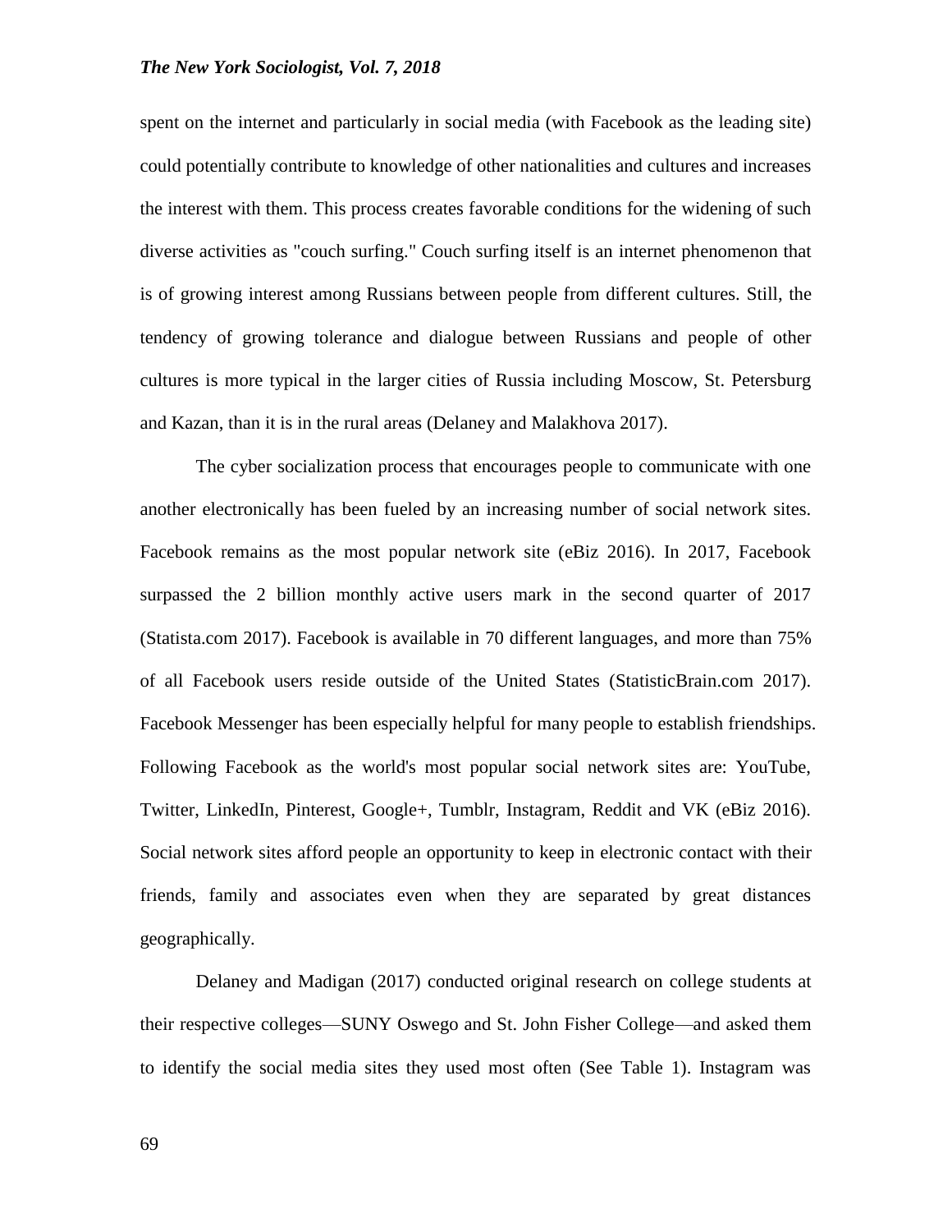spent on the internet and particularly in social media (with Facebook as the leading site) could potentially contribute to knowledge of other nationalities and cultures and increases the interest with them. This process creates favorable conditions for the widening of such diverse activities as "couch surfing." Couch surfing itself is an internet phenomenon that is of growing interest among Russians between people from different cultures. Still, the tendency of growing tolerance and dialogue between Russians and people of other cultures is more typical in the larger cities of Russia including Moscow, St. Petersburg and Kazan, than it is in the rural areas (Delaney and Malakhova 2017).

The cyber socialization process that encourages people to communicate with one another electronically has been fueled by an increasing number of social network sites. Facebook remains as the most popular network site (eBiz 2016). In 2017, Facebook surpassed the 2 billion monthly active users mark in the second quarter of 2017 (Statista.com 2017). Facebook is available in 70 different languages, and more than 75% of all Facebook users reside outside of the United States (StatisticBrain.com 2017). Facebook Messenger has been especially helpful for many people to establish friendships. Following Facebook as the world's most popular social network sites are: YouTube, Twitter, LinkedIn, Pinterest, Google+, Tumblr, Instagram, Reddit and VK (eBiz 2016). Social network sites afford people an opportunity to keep in electronic contact with their friends, family and associates even when they are separated by great distances geographically.

Delaney and Madigan (2017) conducted original research on college students at their respective colleges—SUNY Oswego and St. John Fisher College—and asked them to identify the social media sites they used most often (See Table 1). Instagram was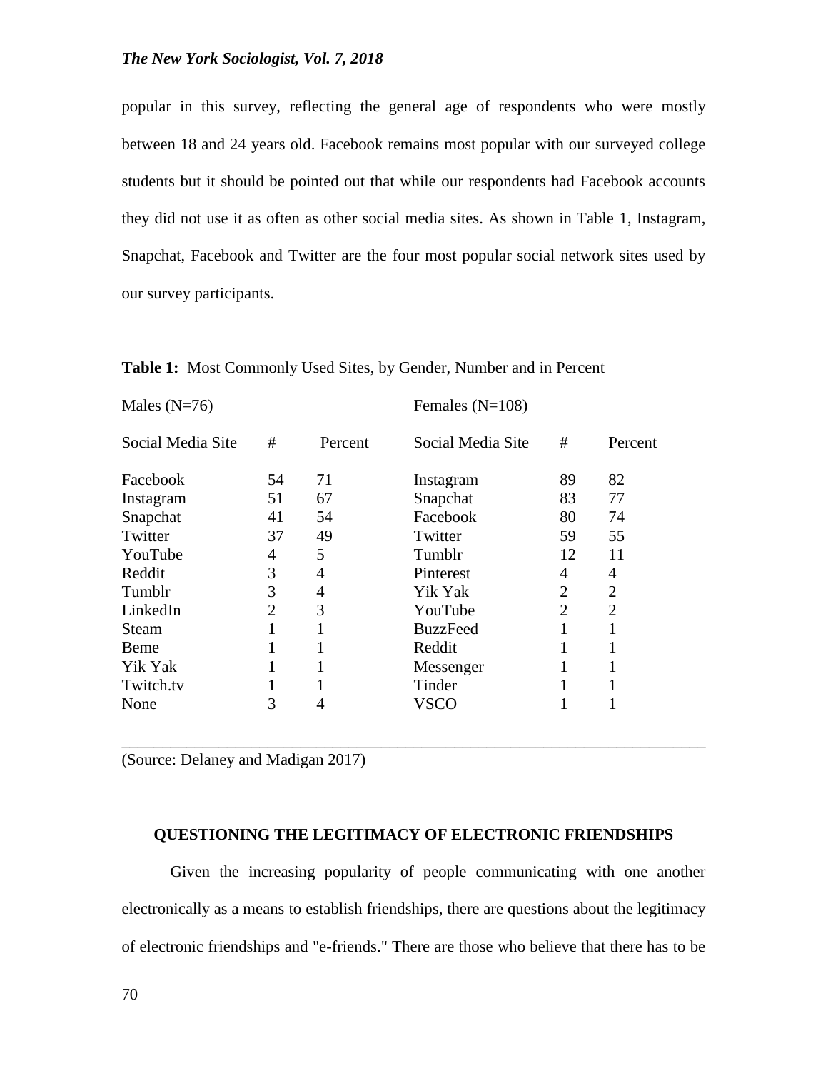popular in this survey, reflecting the general age of respondents who were mostly between 18 and 24 years old. Facebook remains most popular with our surveyed college students but it should be pointed out that while our respondents had Facebook accounts they did not use it as often as other social media sites. As shown in Table 1, Instagram, Snapchat, Facebook and Twitter are the four most popular social network sites used by our survey participants.

**Table 1:** Most Commonly Used Sites, by Gender, Number and in Percent

| Males (N=76) | | | Females (N=108) | | |
|---|---|---|---|---|---|
| Social Media Site | # | Percent | Social Media Site | # | Percent |
| Facebook | 54 | 71 | Instagram | 89 | 82 |
| Instagram | 51 | 67 | Snapchat | 83 | 77 |
| Snapchat | 41 | 54 | Facebook | 80 | 74 |
| Twitter | 37 | 49 | Twitter | 59 | 55 |
| YouTube | 4 | 5 | Tumblr | 12 | 11 |
| Reddit | 3 | 4 | Pinterest | 4 | 4 |
| Tumblr | 3 | 4 | Yik Yak | 2 | 2 |
| LinkedIn | 2 | 3 | YouTube | 2 | 2 |
| Steam | 1 | 1 | BuzzFeed | 1 | 1 |
| Beme | 1 | 1 | Reddit | 1 | 1 |
| Yik Yak | 1 | 1 | Messenger | 1 | 1 |
| Twitch.tv | 1 | 1 | Tinder | 1 | 1 |
| None | 3 | 4 | VSCO | 1 | 1 |

(Source: Delaney and Madigan 2017)

## QUESTIONING THE LEGITIMACY OF ELECTRONIC FRIENDSHIPS

Given the increasing popularity of people communicating with one another electronically as a means to establish friendships, there are questions about the legitimacy of electronic friendships and "e-friends." There are those who believe that there has to be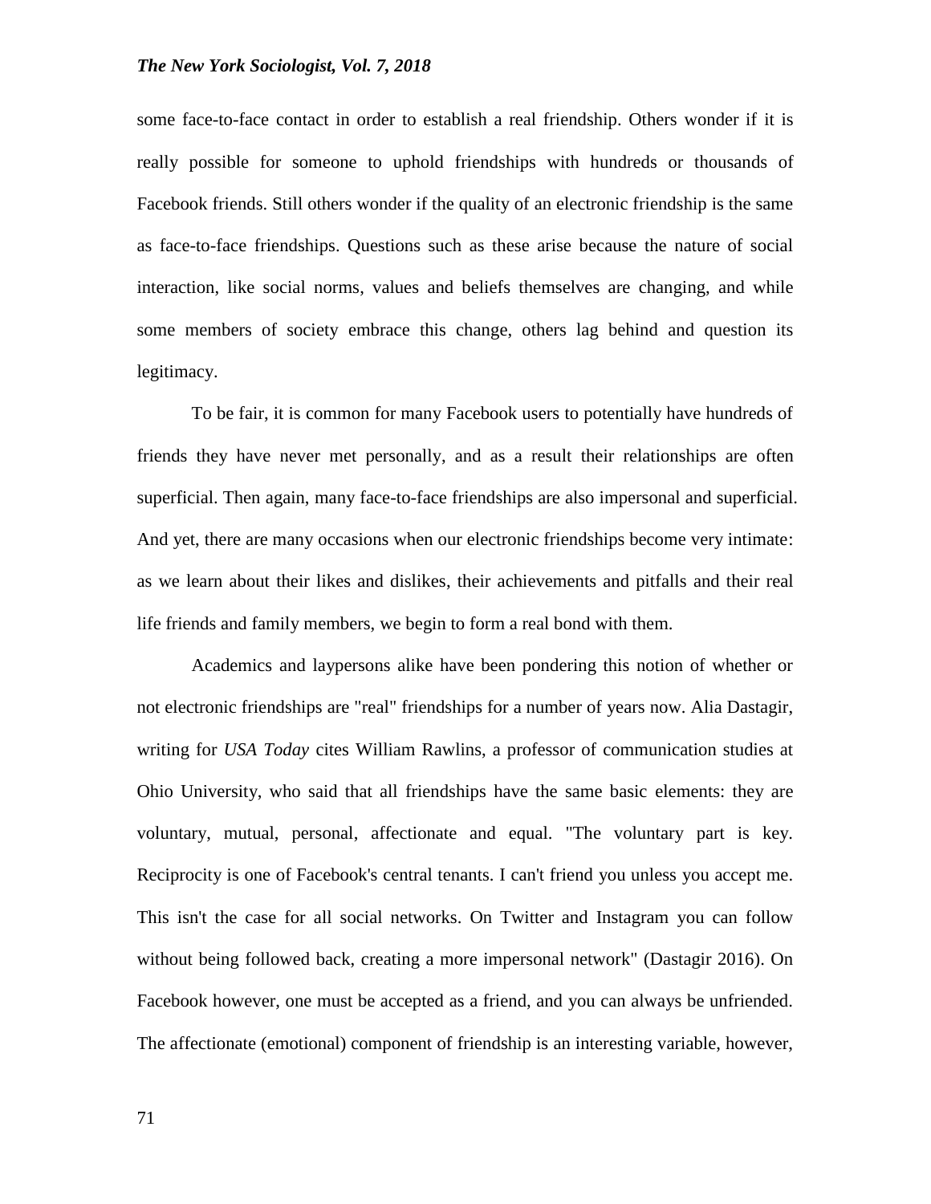some face-to-face contact in order to establish a real friendship. Others wonder if it is really possible for someone to uphold friendships with hundreds or thousands of Facebook friends. Still others wonder if the quality of an electronic friendship is the same as face-to-face friendships. Questions such as these arise because the nature of social interaction, like social norms, values and beliefs themselves are changing, and while some members of society embrace this change, others lag behind and question its legitimacy.

To be fair, it is common for many Facebook users to potentially have hundreds of friends they have never met personally, and as a result their relationships are often superficial. Then again, many face-to-face friendships are also impersonal and superficial. And yet, there are many occasions when our electronic friendships become very intimate: as we learn about their likes and dislikes, their achievements and pitfalls and their real life friends and family members, we begin to form a real bond with them.

Academics and laypersons alike have been pondering this notion of whether or not electronic friendships are "real" friendships for a number of years now. Alia Dastagir, writing for *USA Today* cites William Rawlins, a professor of communication studies at Ohio University, who said that all friendships have the same basic elements: they are voluntary, mutual, personal, affectionate and equal. "The voluntary part is key. Reciprocity is one of Facebook's central tenants. I can't friend you unless you accept me. This isn't the case for all social networks. On Twitter and Instagram you can follow without being followed back, creating a more impersonal network" (Dastagir 2016). On Facebook however, one must be accepted as a friend, and you can always be unfriended. The affectionate (emotional) component of friendship is an interesting variable, however,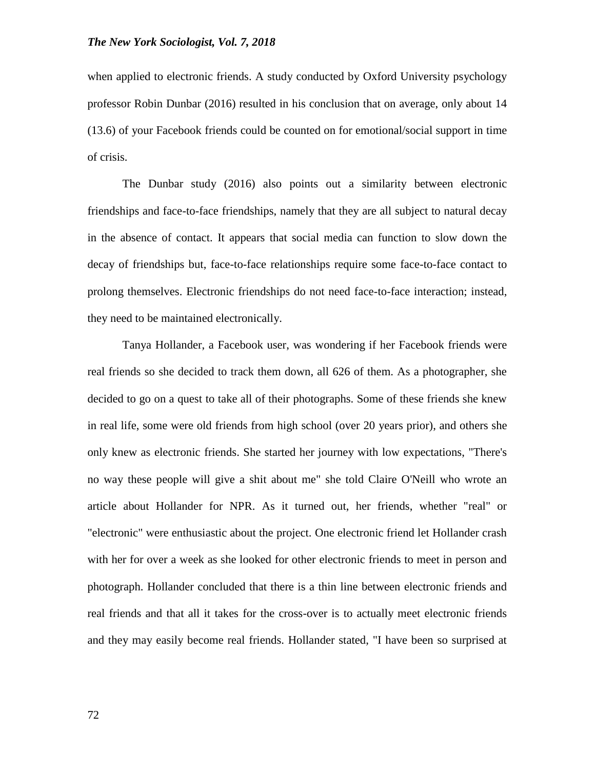when applied to electronic friends. A study conducted by Oxford University psychology professor Robin Dunbar (2016) resulted in his conclusion that on average, only about 14 (13.6) of your Facebook friends could be counted on for emotional/social support in time of crisis.

The Dunbar study (2016) also points out a similarity between electronic friendships and face-to-face friendships, namely that they are all subject to natural decay in the absence of contact. It appears that social media can function to slow down the decay of friendships but, face-to-face relationships require some face-to-face contact to prolong themselves. Electronic friendships do not need face-to-face interaction; instead, they need to be maintained electronically.

Tanya Hollander, a Facebook user, was wondering if her Facebook friends were real friends so she decided to track them down, all 626 of them. As a photographer, she decided to go on a quest to take all of their photographs. Some of these friends she knew in real life, some were old friends from high school (over 20 years prior), and others she only knew as electronic friends. She started her journey with low expectations, "There's no way these people will give a shit about me" she told Claire O'Neill who wrote an article about Hollander for NPR. As it turned out, her friends, whether "real" or "electronic" were enthusiastic about the project. One electronic friend let Hollander crash with her for over a week as she looked for other electronic friends to meet in person and photograph. Hollander concluded that there is a thin line between electronic friends and real friends and that all it takes for the cross-over is to actually meet electronic friends and they may easily become real friends. Hollander stated, "I have been so surprised at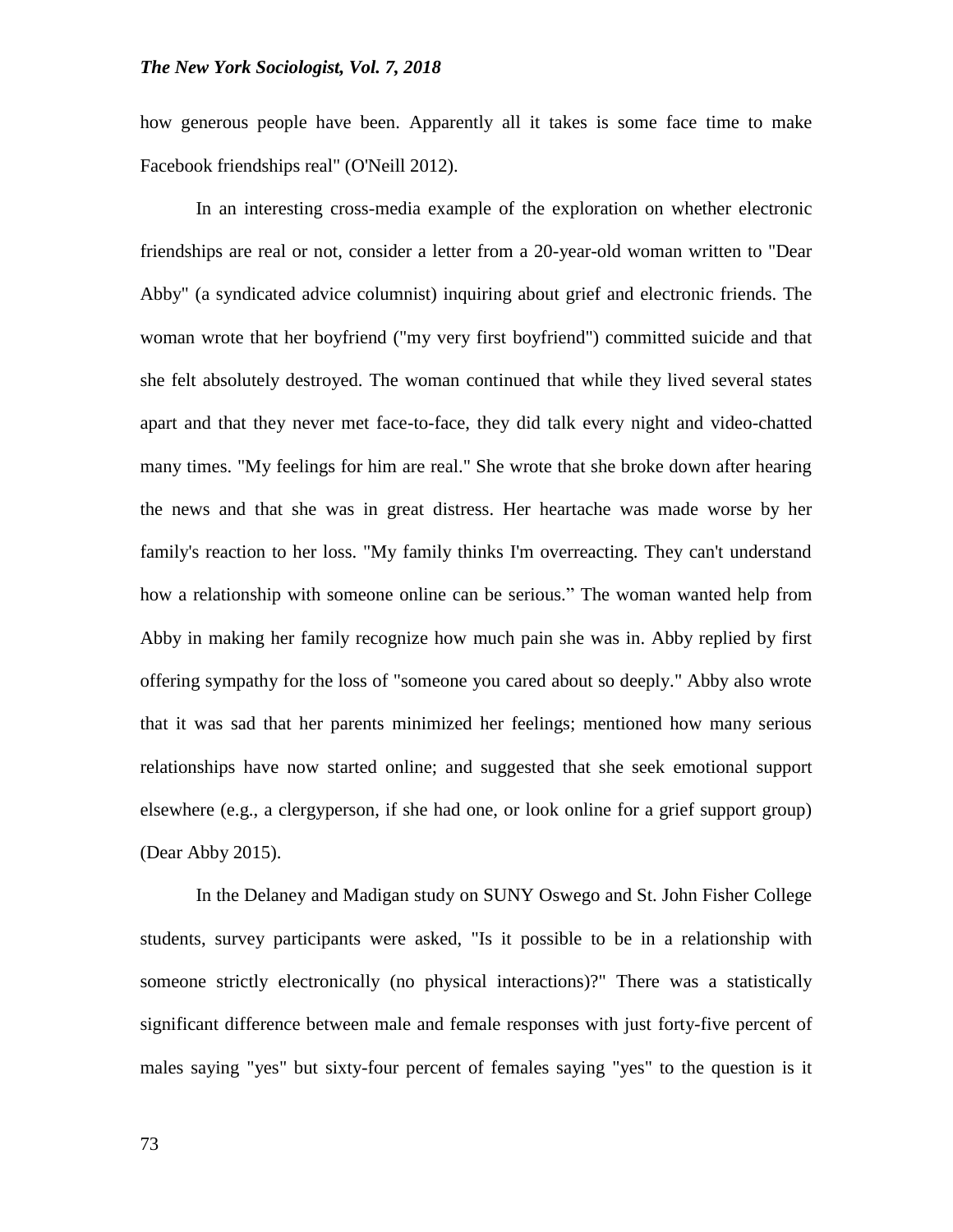how generous people have been. Apparently all it takes is some face time to make Facebook friendships real" (O'Neill 2012).

In an interesting cross-media example of the exploration on whether electronic friendships are real or not, consider a letter from a 20-year-old woman written to "Dear Abby" (a syndicated advice columnist) inquiring about grief and electronic friends. The woman wrote that her boyfriend ("my very first boyfriend") committed suicide and that she felt absolutely destroyed. The woman continued that while they lived several states apart and that they never met face-to-face, they did talk every night and video-chatted many times. "My feelings for him are real." She wrote that she broke down after hearing the news and that she was in great distress. Her heartache was made worse by her family's reaction to her loss. "My family thinks I'm overreacting. They can't understand how a relationship with someone online can be serious." The woman wanted help from Abby in making her family recognize how much pain she was in. Abby replied by first offering sympathy for the loss of "someone you cared about so deeply." Abby also wrote that it was sad that her parents minimized her feelings; mentioned how many serious relationships have now started online; and suggested that she seek emotional support elsewhere (e.g., a clergyperson, if she had one, or look online for a grief support group) (Dear Abby 2015).

In the Delaney and Madigan study on SUNY Oswego and St. John Fisher College students, survey participants were asked, "Is it possible to be in a relationship with someone strictly electronically (no physical interactions)?" There was a statistically significant difference between male and female responses with just forty-five percent of males saying "yes" but sixty-four percent of females saying "yes" to the question is it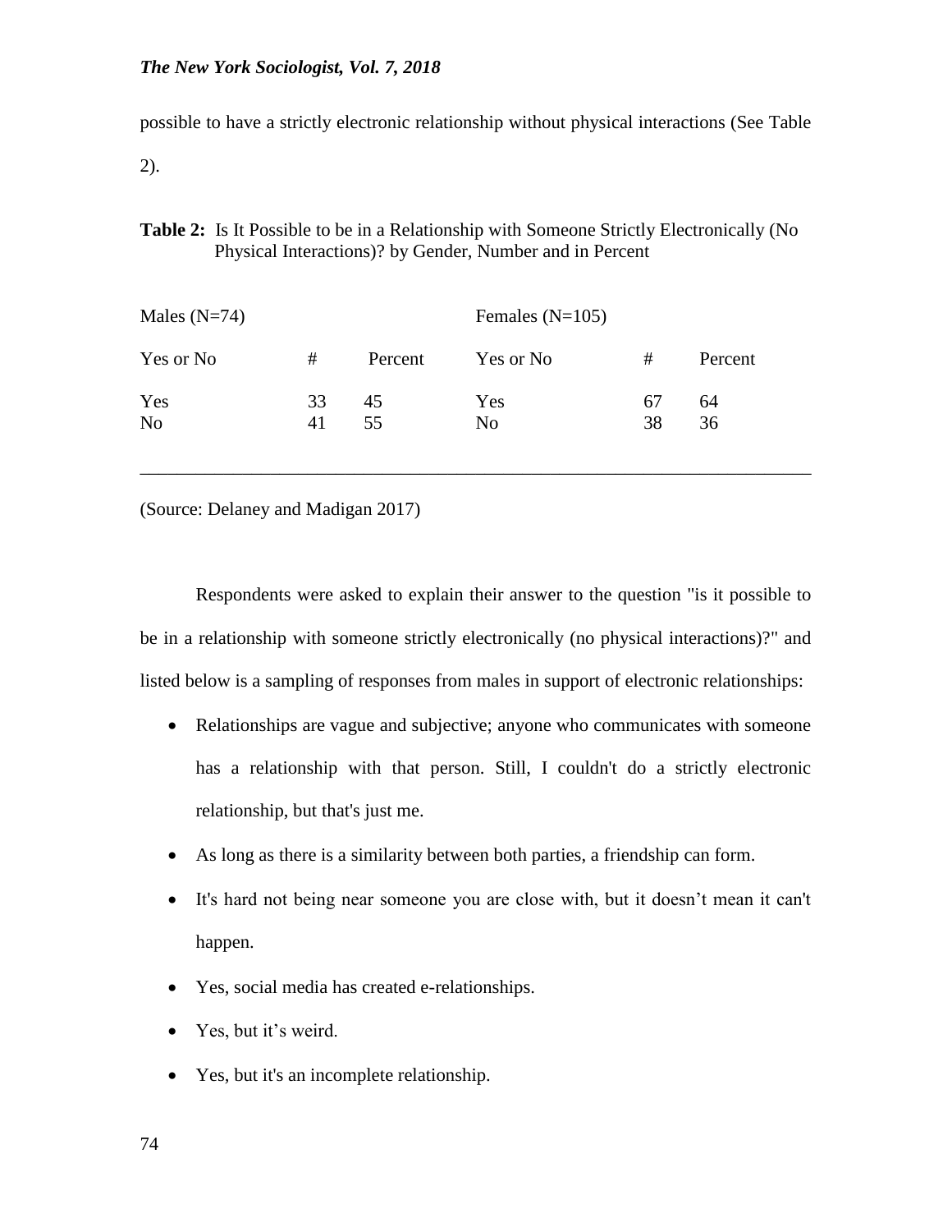possible to have a strictly electronic relationship without physical interactions (See Table 2).

**Table 2:** Is It Possible to be in a Relationship with Someone Strictly Electronically (No Physical Interactions)? by Gender, Number and in Percent

| Males (N=74) | | | Females (N=105) | | |
|---|---|---|---|---|---|
| Yes or No | # | Percent | Yes or No | # | Percent |
| Yes | 33 | 45 | Yes | 67 | 64 |
| No | 41 | 55 | No | 38 | 36 |

(Source: Delaney and Madigan 2017)

Respondents were asked to explain their answer to the question "is it possible to be in a relationship with someone strictly electronically (no physical interactions)?" and listed below is a sampling of responses from males in support of electronic relationships:

- Relationships are vague and subjective; anyone who communicates with someone has a relationship with that person. Still, I couldn't do a strictly electronic relationship, but that's just me.
- As long as there is a similarity between both parties, a friendship can form.
- It's hard not being near someone you are close with, but it doesn't mean it can't happen.
- Yes, social media has created e-relationships.
- Yes, but it's weird.
- Yes, but it's an incomplete relationship.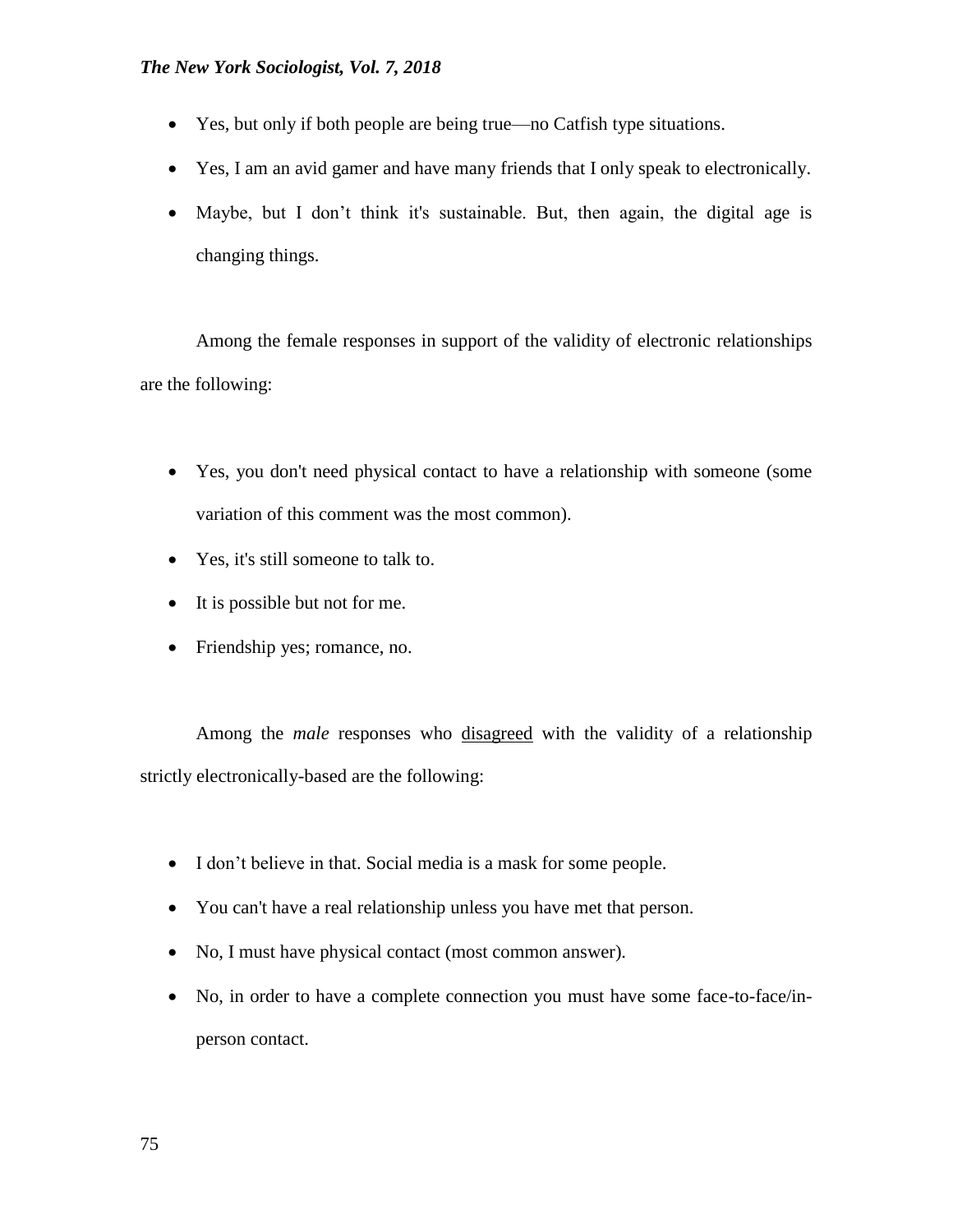- Yes, but only if both people are being true—no Catfish type situations.
- Yes, I am an avid gamer and have many friends that I only speak to electronically.
- Maybe, but I don't think it's sustainable. But, then again, the digital age is changing things.

Among the female responses in support of the validity of electronic relationships are the following:

- Yes, you don't need physical contact to have a relationship with someone (some variation of this comment was the most common).
- Yes, it's still someone to talk to.
- It is possible but not for me.
- Friendship yes; romance, no.

Among the *male* responses who <u>disagreed</u> with the validity of a relationship strictly electronically-based are the following:

- I don't believe in that. Social media is a mask for some people.
- You can't have a real relationship unless you have met that person.
- No, I must have physical contact (most common answer).
- No, in order to have a complete connection you must have some face-to-face/in-person contact.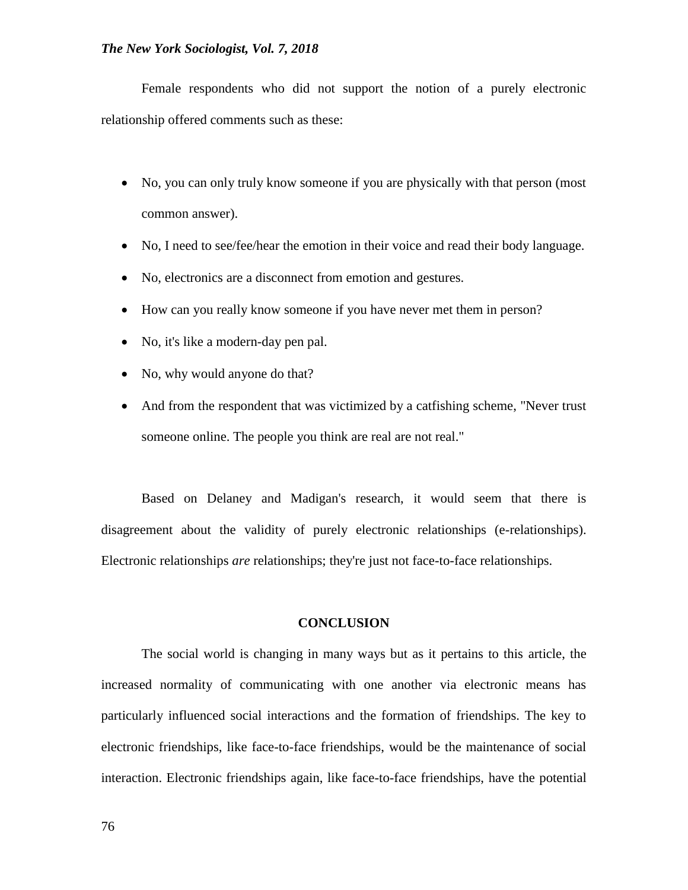Female respondents who did not support the notion of a purely electronic relationship offered comments such as these:

- No, you can only truly know someone if you are physically with that person (most common answer).
- No, I need to see/fee/hear the emotion in their voice and read their body language.
- No, electronics are a disconnect from emotion and gestures.
- How can you really know someone if you have never met them in person?
- No, it's like a modern-day pen pal.
- No, why would anyone do that?
- And from the respondent that was victimized by a catfishing scheme, "Never trust someone online. The people you think are real are not real."

Based on Delaney and Madigan's research, it would seem that there is disagreement about the validity of purely electronic relationships (e-relationships). Electronic relationships *are* relationships; they're just not face-to-face relationships.

## CONCLUSION

The social world is changing in many ways but as it pertains to this article, the increased normality of communicating with one another via electronic means has particularly influenced social interactions and the formation of friendships. The key to electronic friendships, like face-to-face friendships, would be the maintenance of social interaction. Electronic friendships again, like face-to-face friendships, have the potential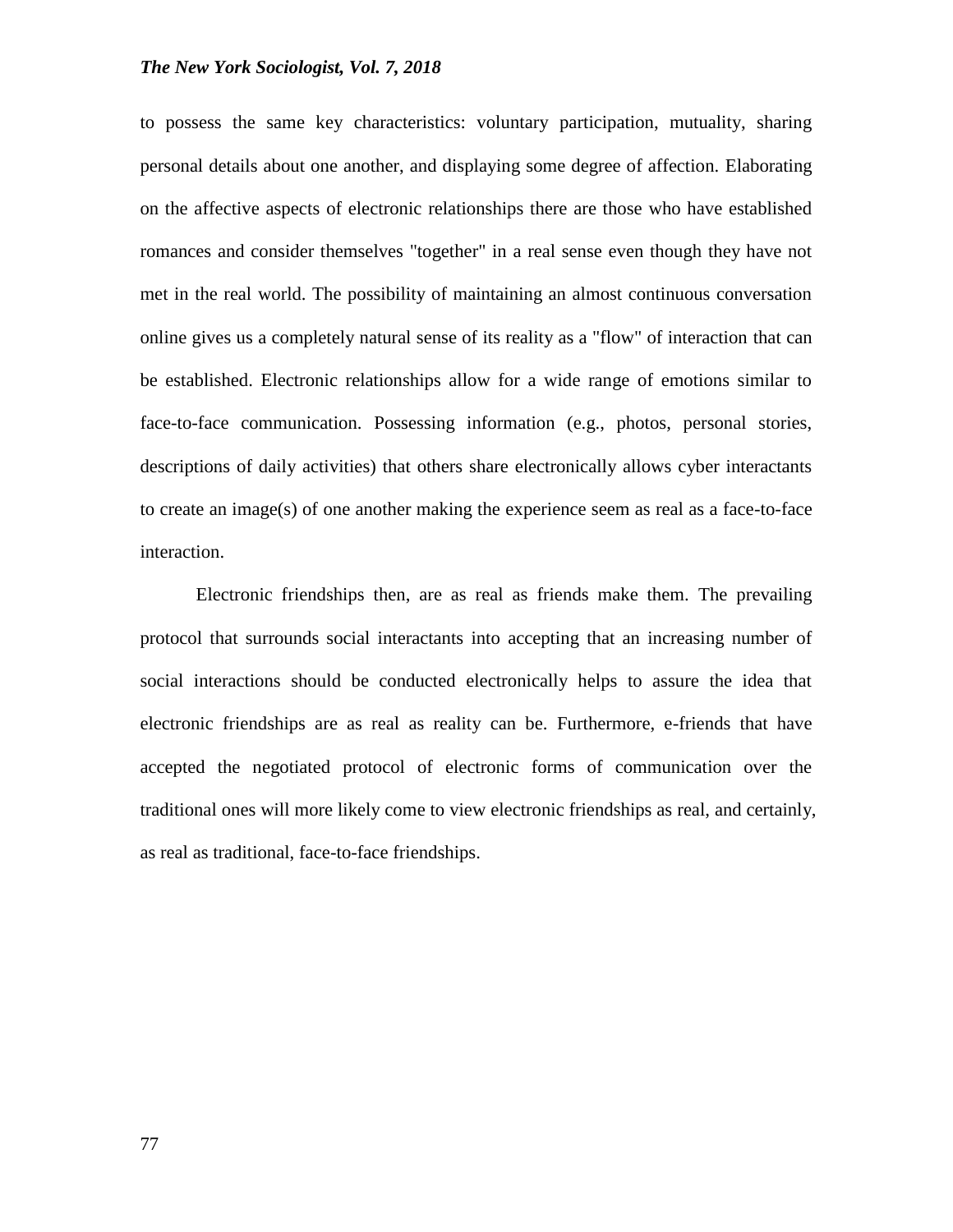to possess the same key characteristics: voluntary participation, mutuality, sharing personal details about one another, and displaying some degree of affection. Elaborating on the affective aspects of electronic relationships there are those who have established romances and consider themselves "together" in a real sense even though they have not met in the real world. The possibility of maintaining an almost continuous conversation online gives us a completely natural sense of its reality as a "flow" of interaction that can be established. Electronic relationships allow for a wide range of emotions similar to face-to-face communication. Possessing information (e.g., photos, personal stories, descriptions of daily activities) that others share electronically allows cyber interactants to create an image(s) of one another making the experience seem as real as a face-to-face interaction.

Electronic friendships then, are as real as friends make them. The prevailing protocol that surrounds social interactants into accepting that an increasing number of social interactions should be conducted electronically helps to assure the idea that electronic friendships are as real as reality can be. Furthermore, e-friends that have accepted the negotiated protocol of electronic forms of communication over the traditional ones will more likely come to view electronic friendships as real, and certainly, as real as traditional, face-to-face friendships.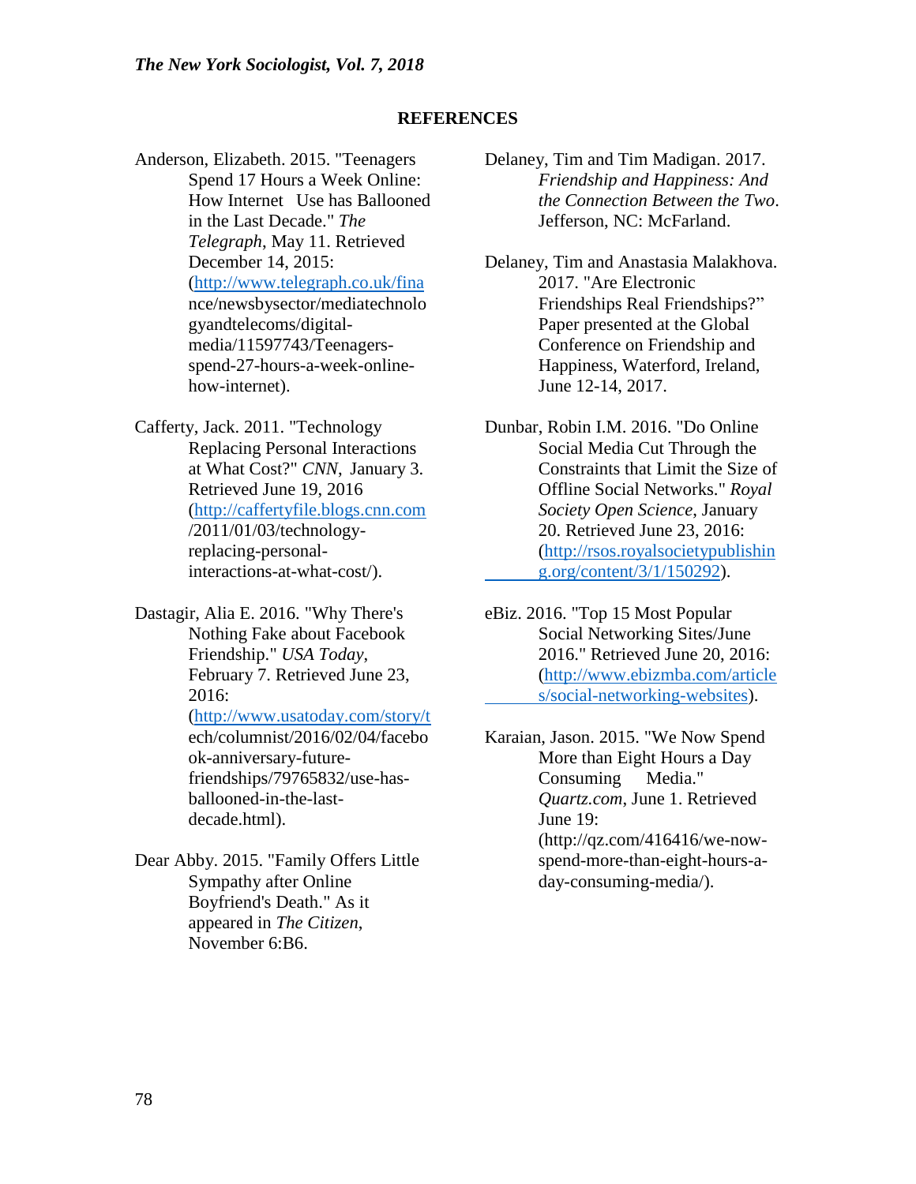## REFERENCES

Anderson, Elizabeth. 2015. "Teenagers Spend 17 Hours a Week Online: How Internet Use has Ballooned in the Last Decade." *The Telegraph*, May 11. Retrieved December 14, 2015: (http://www.telegraph.co.uk/finance/newsbysector/mediatechnologyandtelecoms/digital-media/11597743/Teenagers-spend-27-hours-a-week-online-how-internet).

Cafferty, Jack. 2011. "Technology Replacing Personal Interactions at What Cost?" *CNN*, January 3. Retrieved June 19, 2016 (http://caffertyfile.blogs.cnn.com/2011/01/03/technology-replacing-personal-interactions-at-what-cost/).

Dastagir, Alia E. 2016. "Why There's Nothing Fake about Facebook Friendship." *USA Today*, February 7. Retrieved June 23, 2016: (http://www.usatoday.com/story/tech/columnist/2016/02/04/facebook-anniversary-future-friendships/79765832/use-has-ballooned-in-the-last-decade.html).

Dear Abby. 2015. "Family Offers Little Sympathy after Online Boyfriend's Death." As it appeared in *The Citizen*, November 6:B6.

Delaney, Tim and Tim Madigan. 2017. *Friendship and Happiness: And the Connection Between the Two*. Jefferson, NC: McFarland.

Delaney, Tim and Anastasia Malakhova. 2017. "Are Electronic Friendships Real Friendships?" Paper presented at the Global Conference on Friendship and Happiness, Waterford, Ireland, June 12-14, 2017.

Dunbar, Robin I.M. 2016. "Do Online Social Media Cut Through the Constraints that Limit the Size of Offline Social Networks." *Royal Society Open Science*, January 20. Retrieved June 23, 2016: (http://rsos.royalsocietypublishing.org/content/3/1/150292).

eBiz. 2016. "Top 15 Most Popular Social Networking Sites/June 2016." Retrieved June 20, 2016: (http://www.ebizmba.com/articles/social-networking-websites).

Karaian, Jason. 2015. "We Now Spend More than Eight Hours a Day Consuming Media." *Quartz.com*, June 1. Retrieved June 19: (http://qz.com/416416/we-now-spend-more-than-eight-hours-a-day-consuming-media/).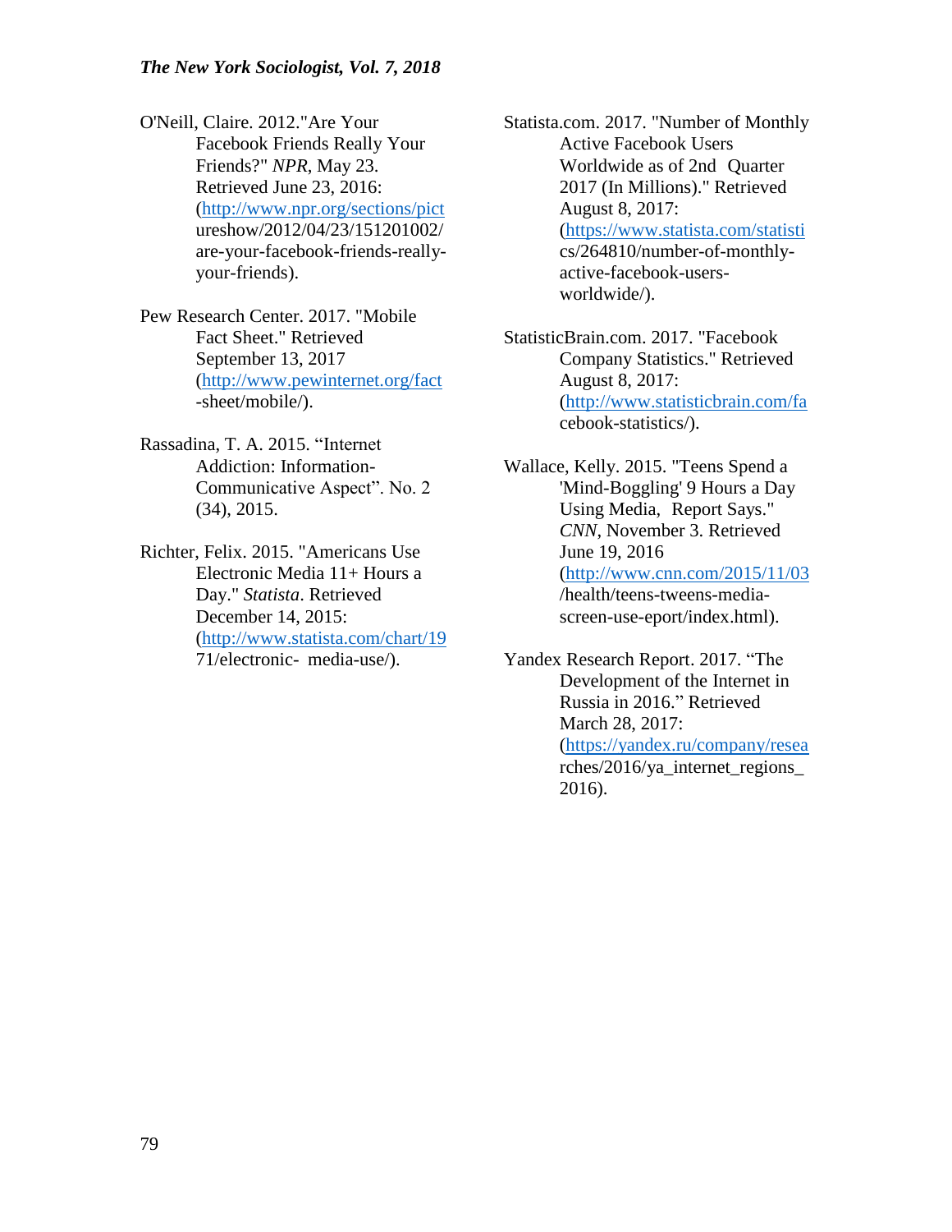O'Neill, Claire. 2012."Are Your Facebook Friends Really Your Friends?" *NPR*, May 23. Retrieved June 23, 2016: (http://www.npr.org/sections/pictureshow/2012/04/23/151201002/are-your-facebook-friends-really-your-friends).

Pew Research Center. 2017. "Mobile Fact Sheet." Retrieved September 13, 2017 (http://www.pewinternet.org/fact-sheet/mobile/).

Rassadina, T. A. 2015. "Internet Addiction: Information-Communicative Aspect". No. 2 (34), 2015.

Richter, Felix. 2015. "Americans Use Electronic Media 11+ Hours a Day." *Statista*. Retrieved December 14, 2015: (http://www.statista.com/chart/1971/electronic- media-use/).

Statista.com. 2017. "Number of Monthly Active Facebook Users Worldwide as of 2nd Quarter 2017 (In Millions)." Retrieved August 8, 2017: (https://www.statista.com/statistics/264810/number-of-monthly-active-facebook-users-worldwide/).

StatisticBrain.com. 2017. "Facebook Company Statistics." Retrieved August 8, 2017: (http://www.statisticbrain.com/facebook-statistics/).

Wallace, Kelly. 2015. "Teens Spend a 'Mind-Boggling' 9 Hours a Day Using Media, Report Says." *CNN*, November 3. Retrieved June 19, 2016 (http://www.cnn.com/2015/11/03/health/teens-tweens-media-screen-use-eport/index.html).

Yandex Research Report. 2017. "The Development of the Internet in Russia in 2016." Retrieved March 28, 2017: (https://yandex.ru/company/researches/2016/ya_internet_regions_2016).